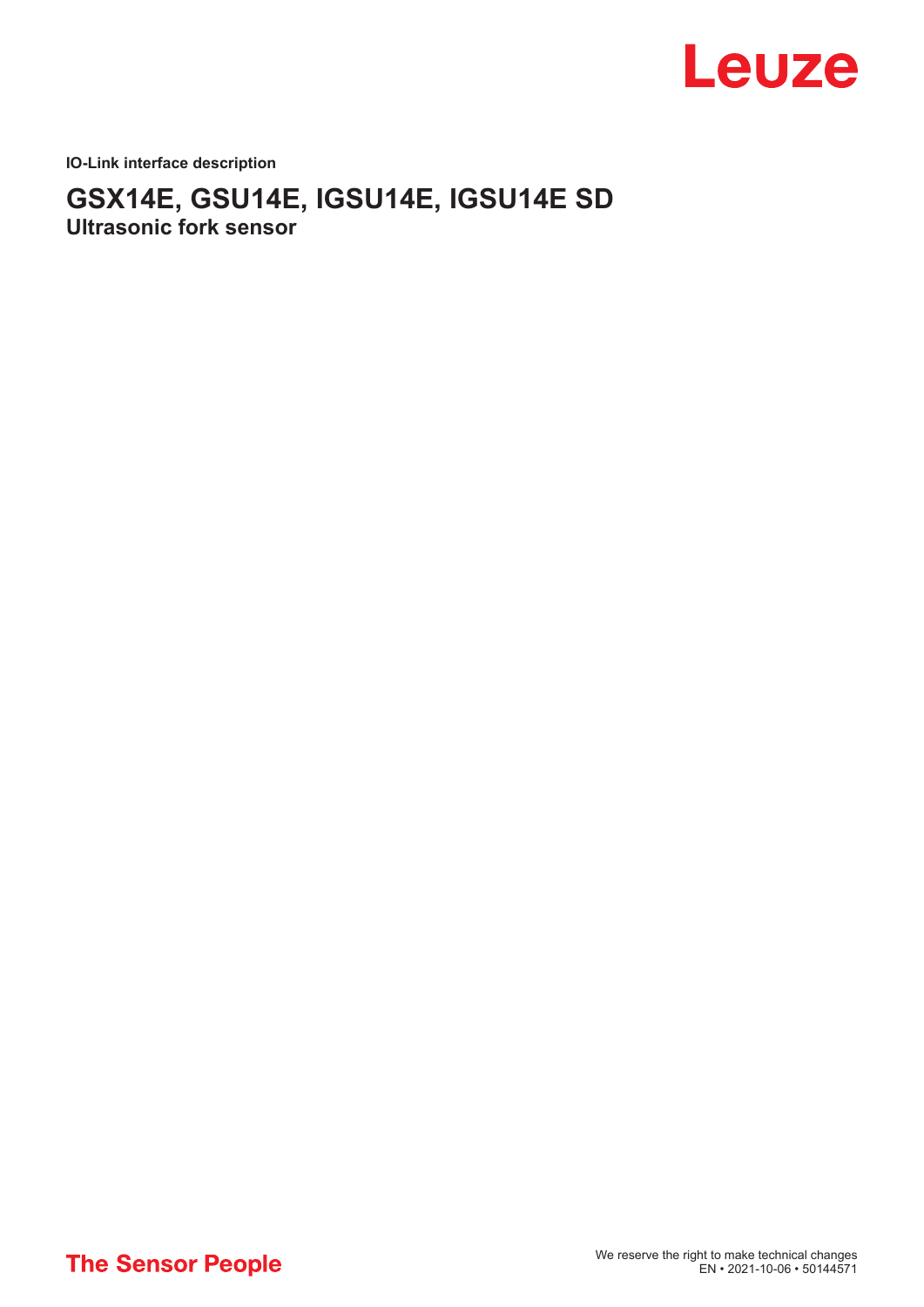Leuze

**IO-Link interface description**

# GSX14E, GSU14E, IGSU14E, IGSU14E SD

## Ultrasonic fork sensor

**The Sensor People**

We reserve the right to make technical changes
EN • 2021-10-06 • 50144571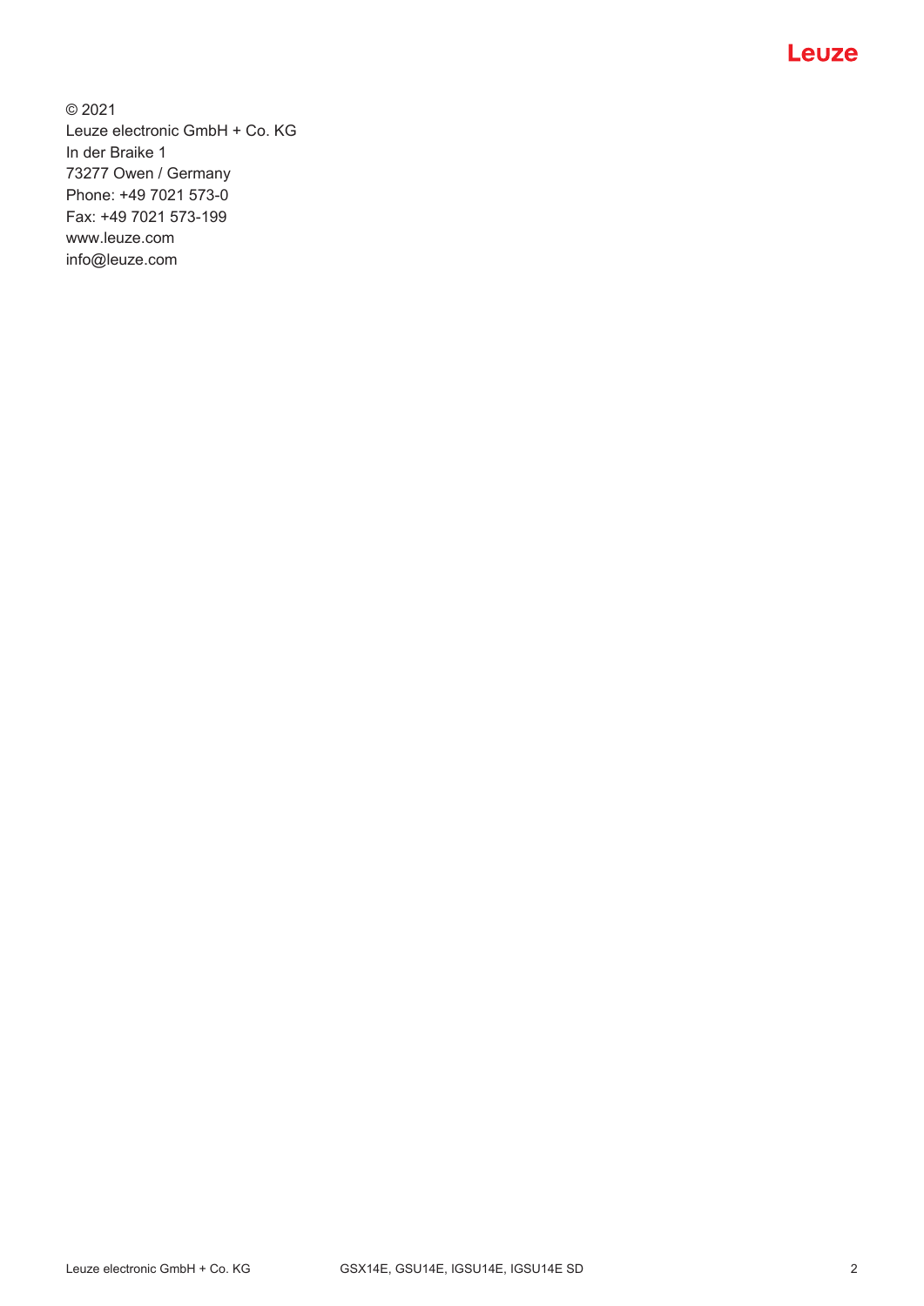© 2021
Leuze electronic GmbH + Co. KG
In der Braike 1
73277 Owen / Germany
Phone: +49 7021 573-0
Fax: +49 7021 573-199
www.leuze.com
info@leuze.com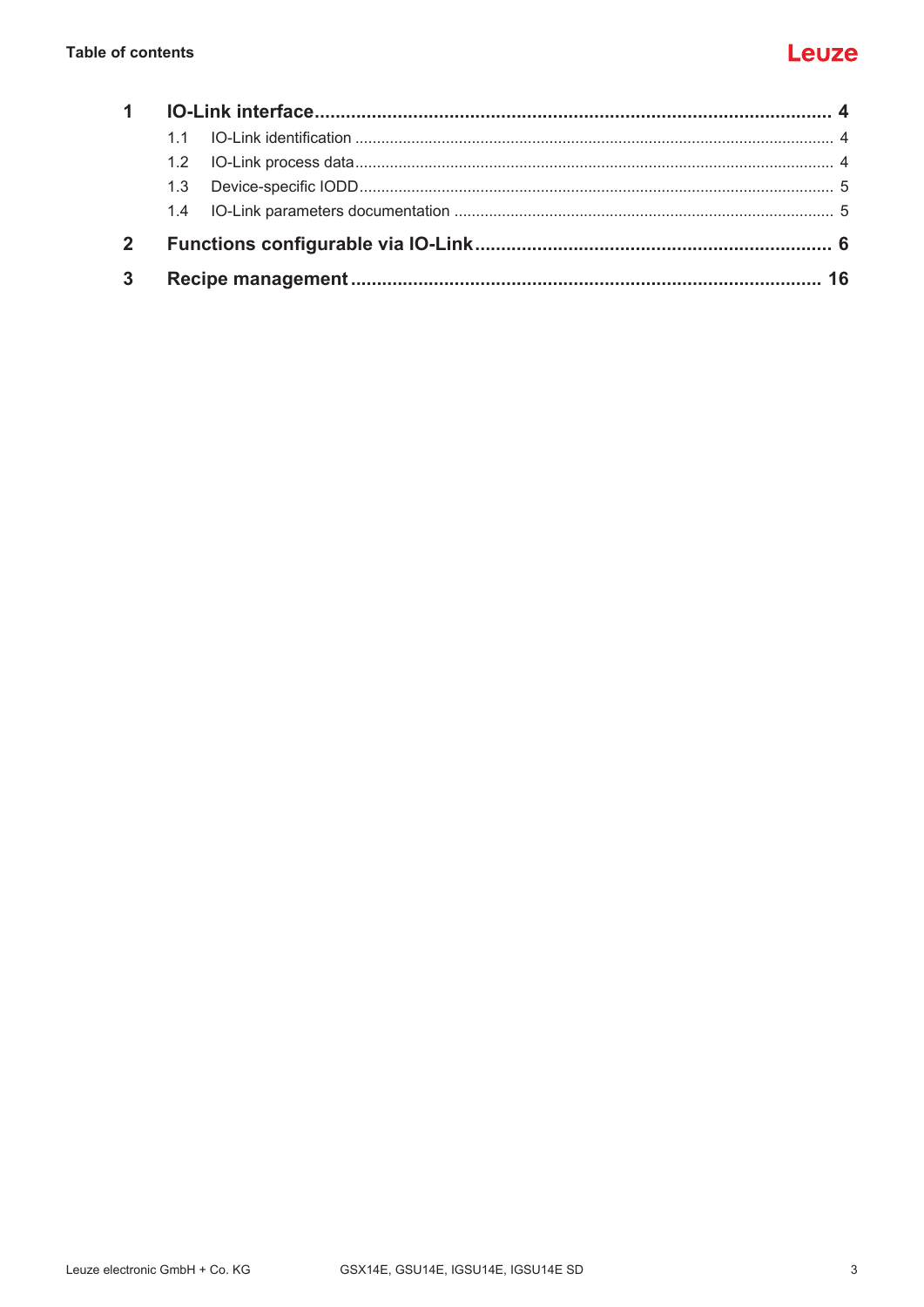# Table of contents

**1 IO-Link interface ... 4**

- 1.1 IO-Link identification ... 4
- 1.2 IO-Link process data ... 4
- 1.3 Device-specific IODD ... 5
- 1.4 IO-Link parameters documentation ... 5

**2 Functions configurable via IO-Link ... 6**

**3 Recipe management ... 16**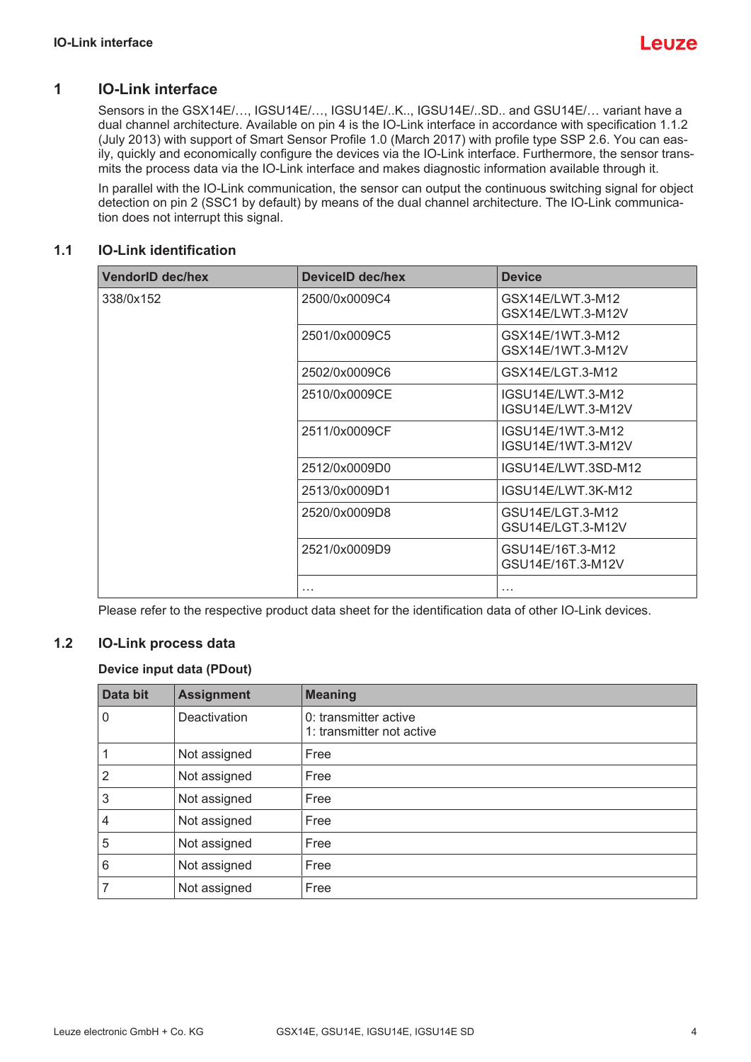# 1 IO-Link interface

Sensors in the GSX14E/…, IGSU14E/…, IGSU14E/..K.., IGSU14E/..SD.. and GSU14E/… variant have a dual channel architecture. Available on pin 4 is the IO-Link interface in accordance with specification 1.1.2 (July 2013) with support of Smart Sensor Profile 1.0 (March 2017) with profile type SSP 2.6. You can easily, quickly and economically configure the devices via the IO-Link interface. Furthermore, the sensor transmits the process data via the IO-Link interface and makes diagnostic information available through it.

In parallel with the IO-Link communication, the sensor can output the continuous switching signal for object detection on pin 2 (SSC1 by default) by means of the dual channel architecture. The IO-Link communication does not interrupt this signal.

## 1.1 IO-Link identification

| VendorID dec/hex | DeviceID dec/hex | Device |
|---|---|---|
| 338/0x152 | 2500/0x0009C4 | GSX14E/LWT.3-M12<br>GSX14E/LWT.3-M12V |
| | 2501/0x0009C5 | GSX14E/1WT.3-M12<br>GSX14E/1WT.3-M12V |
| | 2502/0x0009C6 | GSX14E/LGT.3-M12 |
| | 2510/0x0009CE | IGSU14E/LWT.3-M12<br>IGSU14E/LWT.3-M12V |
| | 2511/0x0009CF | IGSU14E/1WT.3-M12<br>IGSU14E/1WT.3-M12V |
| | 2512/0x0009D0 | IGSU14E/LWT.3SD-M12 |
| | 2513/0x0009D1 | IGSU14E/LWT.3K-M12 |
| | 2520/0x0009D8 | GSU14E/LGT.3-M12<br>GSU14E/LGT.3-M12V |
| | 2521/0x0009D9 | GSU14E/16T.3-M12<br>GSU14E/16T.3-M12V |
| | … | … |

Please refer to the respective product data sheet for the identification data of other IO-Link devices.

## 1.2 IO-Link process data

**Device input data (PDout)**

| Data bit | Assignment | Meaning |
|---|---|---|
| 0 | Deactivation | 0: transmitter active<br>1: transmitter not active |
| 1 | Not assigned | Free |
| 2 | Not assigned | Free |
| 3 | Not assigned | Free |
| 4 | Not assigned | Free |
| 5 | Not assigned | Free |
| 6 | Not assigned | Free |
| 7 | Not assigned | Free |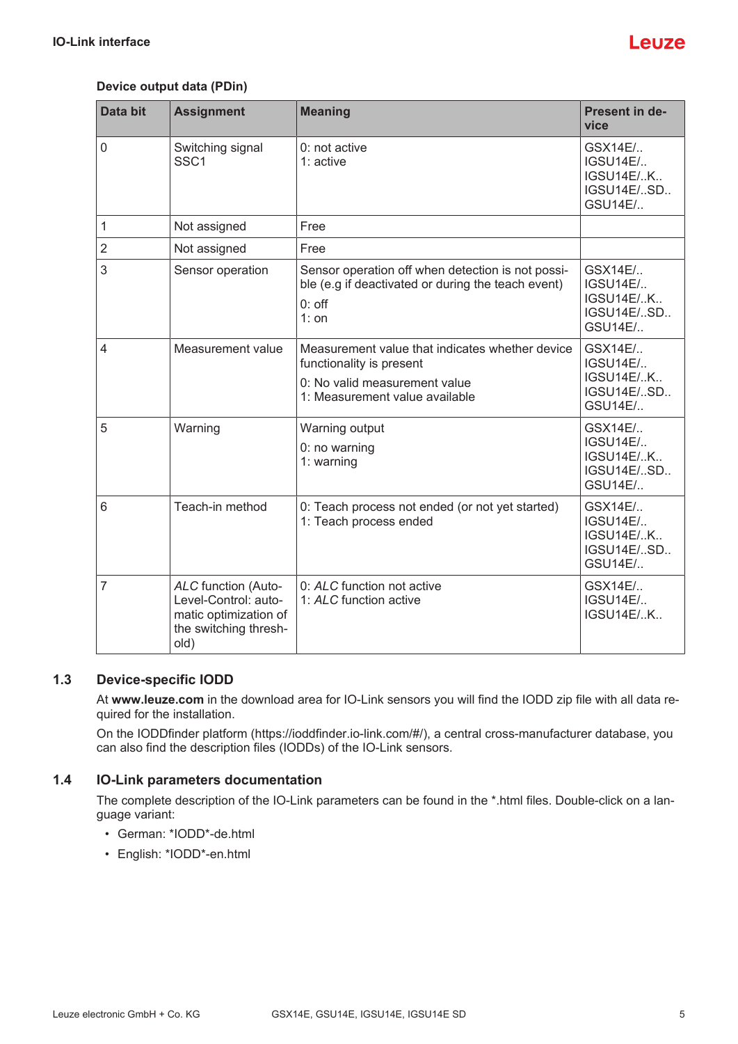**Device output data (PDin)**

| Data bit | Assignment | Meaning | Present in device |
|---|---|---|---|
| 0 | Switching signal SSC1 | 0: not active<br>1: active | GSX14E/..<br>IGSU14E/..<br>IGSU14E/..K..<br>IGSU14E/..SD..<br>GSU14E/.. |
| 1 | Not assigned | Free | |
| 2 | Not assigned | Free | |
| 3 | Sensor operation | Sensor operation off when detection is not possible (e.g if deactivated or during the teach event)<br>0: off<br>1: on | GSX14E/..<br>IGSU14E/..<br>IGSU14E/..K..<br>IGSU14E/..SD..<br>GSU14E/.. |
| 4 | Measurement value | Measurement value that indicates whether device functionality is present<br>0: No valid measurement value<br>1: Measurement value available | GSX14E/..<br>IGSU14E/..<br>IGSU14E/..K..<br>IGSU14E/..SD..<br>GSU14E/.. |
| 5 | Warning | Warning output<br>0: no warning<br>1: warning | GSX14E/..<br>IGSU14E/..<br>IGSU14E/..K..<br>IGSU14E/..SD..<br>GSU14E/.. |
| 6 | Teach-in method | 0: Teach process not ended (or not yet started)<br>1: Teach process ended | GSX14E/..<br>IGSU14E/..<br>IGSU14E/..K..<br>IGSU14E/..SD..<br>GSU14E/.. |
| 7 | *ALC* function (Auto-Level-Control: automatic optimization of the switching threshold) | 0: *ALC* function not active<br>1: *ALC* function active | GSX14E/..<br>IGSU14E/..<br>IGSU14E/..K.. |

## 1.3 Device-specific IODD

At **www.leuze.com** in the download area for IO-Link sensors you will find the IODD zip file with all data required for the installation.

On the IODDfinder platform (https://ioddfinder.io-link.com/#/), a central cross-manufacturer database, you can also find the description files (IODDs) of the IO-Link sensors.

## 1.4 IO-Link parameters documentation

The complete description of the IO-Link parameters can be found in the *.html files. Double-click on a language variant:

- German: *IODD*-de.html
- English: *IODD*-en.html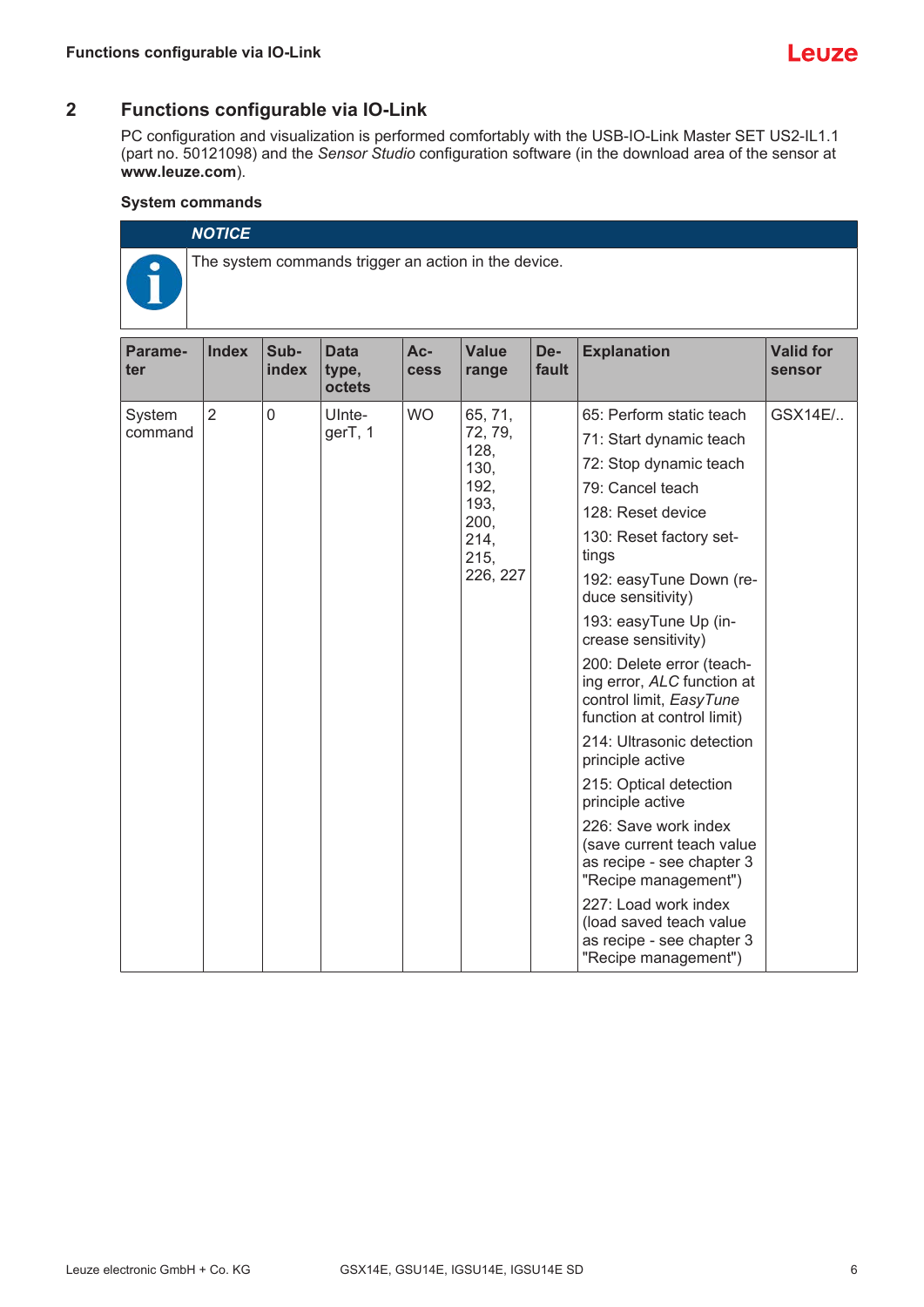## 2 Functions configurable via IO-Link

PC configuration and visualization is performed comfortably with the USB-IO-Link Master SET US2-IL1.1 (part no. 50121098) and the *Sensor Studio* configuration software (in the download area of the sensor at **www.leuze.com**).

**System commands**

> ***NOTICE***
>
> The system commands trigger an action in the device.

| Parameter | Index | Subindex | Data type, octets | Access | Value range | Default | Explanation | Valid for sensor |
|---|---|---|---|---|---|---|---|---|
| System command | 2 | 0 | UIntegerT, 1 | WO | 65, 71, 72, 79, 128, 130, 192, 193, 200, 214, 215, 226, 227 | | 65: Perform static teach<br>71: Start dynamic teach<br>72: Stop dynamic teach<br>79: Cancel teach<br>128: Reset device<br>130: Reset factory settings<br>192: easyTune Down (reduce sensitivity)<br>193: easyTune Up (increase sensitivity)<br>200: Delete error (teaching error, *ALC* function at control limit, *EasyTune* function at control limit)<br>214: Ultrasonic detection principle active<br>215: Optical detection principle active<br>226: Save work index (save current teach value as recipe - see chapter 3 "Recipe management")<br>227: Load work index (load saved teach value as recipe - see chapter 3 "Recipe management") | GSX14E/.. |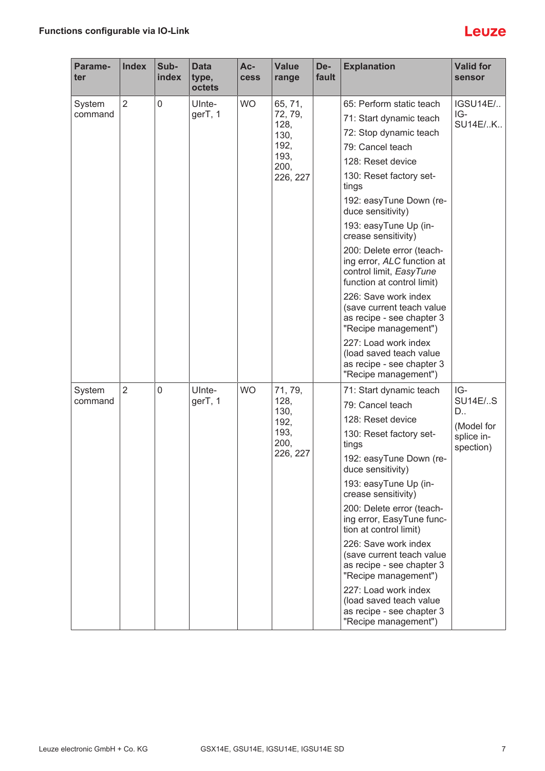| Parameter | Index | Subindex | Data type, octets | Access | Value range | Default | Explanation | Valid for sensor |
|---|---|---|---|---|---|---|---|---|
| System command | 2 | 0 | UInteger, 1 | WO | 65, 71, 72, 79, 128, 130, 192, 193, 200, 226, 227 | | 65: Perform static teach<br>71: Start dynamic teach<br>72: Stop dynamic teach<br>79: Cancel teach<br>128: Reset device<br>130: Reset factory settings<br>192: easyTune Down (reduce sensitivity)<br>193: easyTune Up (increase sensitivity)<br>200: Delete error (teaching error, *ALC* function at control limit, *EasyTune* function at control limit)<br>226: Save work index (save current teach value as recipe - see chapter 3 "Recipe management")<br>227: Load work index (load saved teach value as recipe - see chapter 3 "Recipe management") | IGSU14E/..<br>IGSU14E/..K.. |
| System command | 2 | 0 | UInteger, 1 | WO | 71, 79, 128, 130, 192, 193, 200, 226, 227 | | 71: Start dynamic teach<br>79: Cancel teach<br>128: Reset device<br>130: Reset factory settings<br>192: easyTune Down (reduce sensitivity)<br>193: easyTune Up (increase sensitivity)<br>200: Delete error (teaching error, EasyTune function at control limit)<br>226: Save work index (save current teach value as recipe - see chapter 3 "Recipe management")<br>227: Load work index (load saved teach value as recipe - see chapter 3 "Recipe management") | IGSU14E/..SD..<br>(Model for splice inspection) |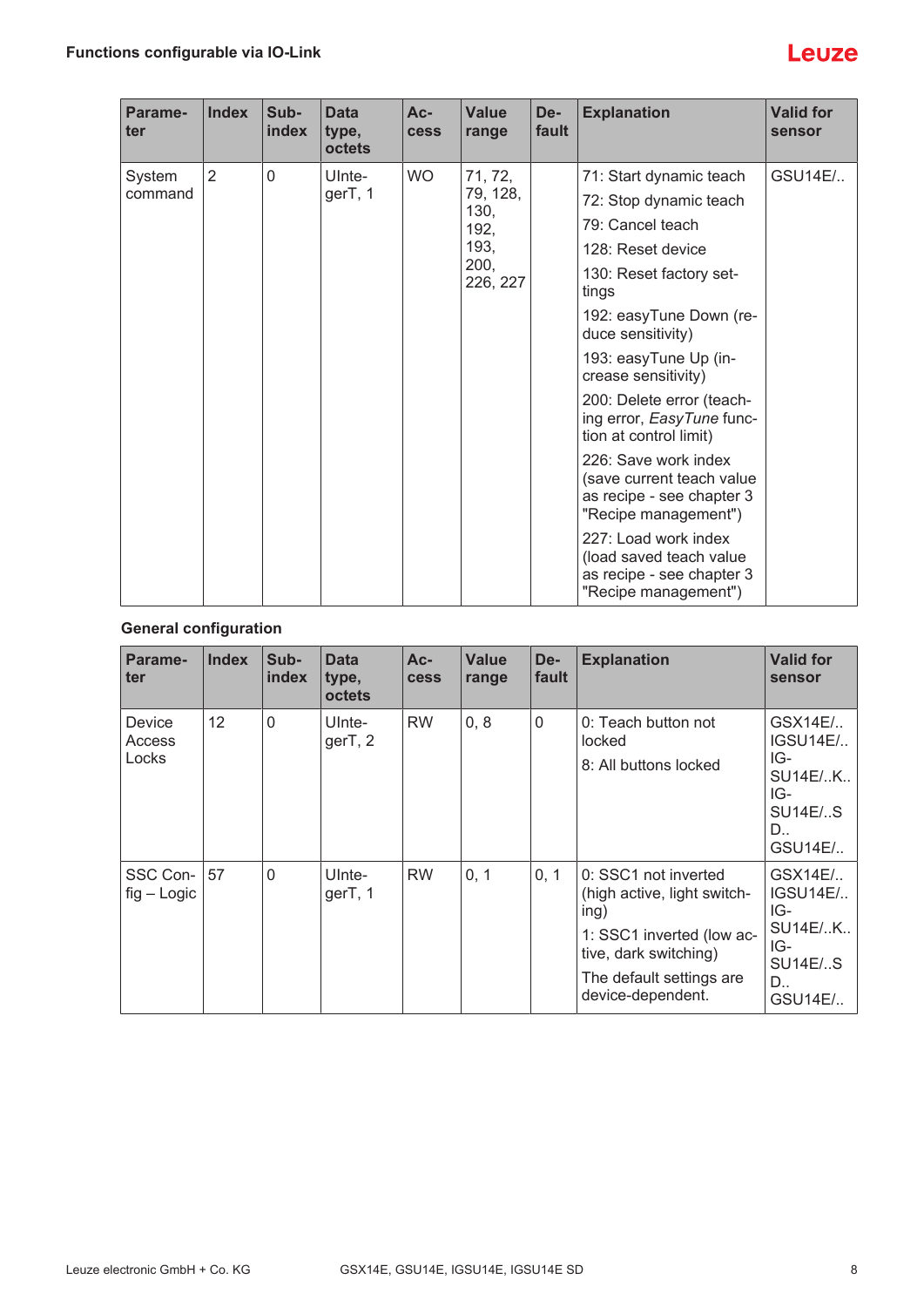| Parameter | Index | Subindex | Data type, octets | Access | Value range | Default | Explanation | Valid for sensor |
|---|---|---|---|---|---|---|---|---|
| System command | 2 | 0 | UInteger, 1 | WO | 71, 72, 79, 128, 130, 192, 193, 200, 226, 227 | | 71: Start dynamic teach<br>72: Stop dynamic teach<br>79: Cancel teach<br>128: Reset device<br>130: Reset factory settings<br>192: easyTune Down (reduce sensitivity)<br>193: easyTune Up (increase sensitivity)<br>200: Delete error (teaching error, *EasyTune* function at control limit)<br>226: Save work index (save current teach value as recipe - see chapter 3 "Recipe management")<br>227: Load work index (load saved teach value as recipe - see chapter 3 "Recipe management") | GSU14E/.. |

**General configuration**

| Parameter | Index | Subindex | Data type, octets | Access | Value range | Default | Explanation | Valid for sensor |
|---|---|---|---|---|---|---|---|---|
| Device Access Locks | 12 | 0 | UInteger, 2 | RW | 0, 8 | 0 | 0: Teach button not locked<br>8: All buttons locked | GSX14E/..<br>IGSU14E/..<br>IGSU14E/..K..<br>IGSU14E/..SD..<br>GSU14E/.. |
| SSC Config – Logic | 57 | 0 | UInteger, 1 | RW | 0, 1 | 0, 1 | 0: SSC1 not inverted (high active, light switching)<br>1: SSC1 inverted (low active, dark switching)<br>The default settings are device-dependent. | GSX14E/..<br>IGSU14E/..<br>IGSU14E/..K..<br>IGSU14E/..SD..<br>GSU14E/.. |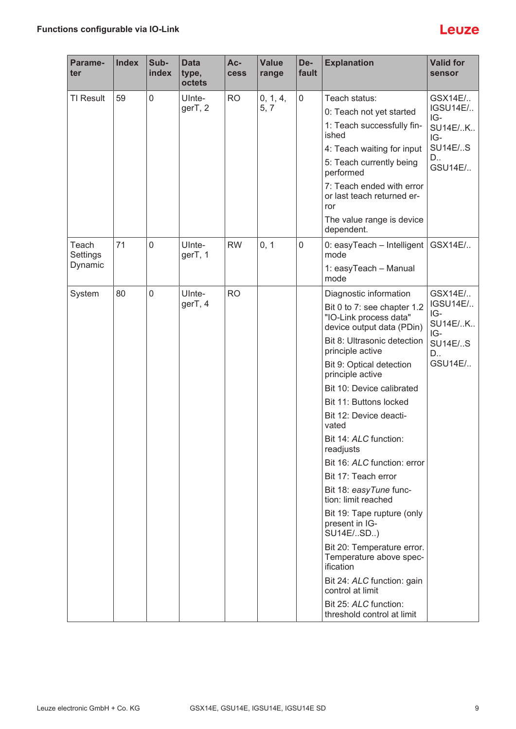| Parameter | Index | Subindex | Data type, octets | Access | Value range | Default | Explanation | Valid for sensor |
|---|---|---|---|---|---|---|---|---|
| TI Result | 59 | 0 | UIntegerT, 2 | RO | 0, 1, 4, 5, 7 | 0 | Teach status:<br>0: Teach not yet started<br>1: Teach successfully finished<br>4: Teach waiting for input<br>5: Teach currently being performed<br>7: Teach ended with error or last teach returned error<br>The value range is device dependent. | GSX14E/..<br>IGSU14E/..<br>IGSU14E/..K..<br>IGSU14E/..SD..<br>GSU14E/.. |
| Teach Settings Dynamic | 71 | 0 | UIntegerT, 1 | RW | 0, 1 | 0 | 0: easyTeach – Intelligent mode<br>1: easyTeach – Manual mode | GSX14E/.. |
| System | 80 | 0 | UIntegerT, 4 | RO | | | Diagnostic information<br>Bit 0 to 7: see chapter 1.2 "IO-Link process data" device output data (PDin)<br>Bit 8: Ultrasonic detection principle active<br>Bit 9: Optical detection principle active<br>Bit 10: Device calibrated<br>Bit 11: Buttons locked<br>Bit 12: Device deactivated<br>Bit 14: *ALC* function: readjusts<br>Bit 16: *ALC* function: error<br>Bit 17: Teach error<br>Bit 18: *easyTune* function: limit reached<br>Bit 19: Tape rupture (only present in IGSU14E/..SD..)<br>Bit 20: Temperature error. Temperature above specification<br>Bit 24: *ALC* function: gain control at limit<br>Bit 25: *ALC* function: threshold control at limit | GSX14E/..<br>IGSU14E/..<br>IGSU14E/..K..<br>IGSU14E/..SD..<br>GSU14E/.. |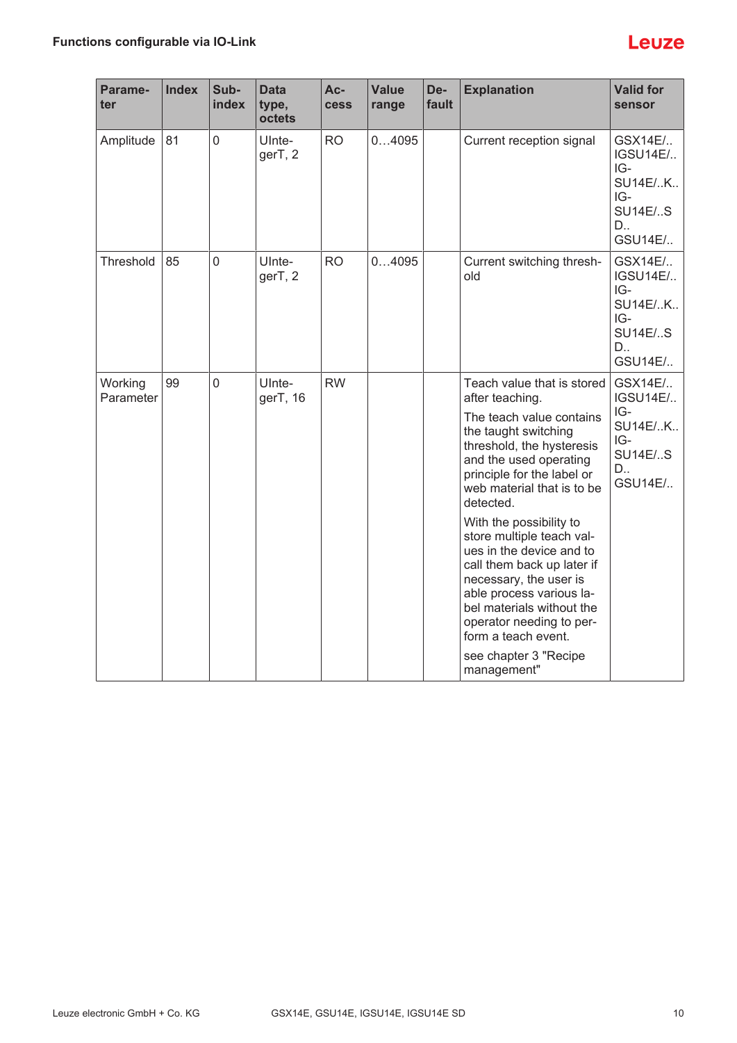| Parameter | Index | Subindex | Data type, octets | Access | Value range | Default | Explanation | Valid for sensor |
|---|---|---|---|---|---|---|---|---|
| Amplitude | 81 | 0 | UInteger, 2 | RO | 0…4095 | | Current reception signal | GSX14E/.. IGSU14E/.. IGSU14E/..K.. IGSU14E/..SD.. GSU14E/.. |
| Threshold | 85 | 0 | UInteger, 2 | RO | 0…4095 | | Current switching threshold | GSX14E/.. IGSU14E/.. IGSU14E/..K.. IGSU14E/..SD.. GSU14E/.. |
| Working Parameter | 99 | 0 | UInteger, 16 | RW | | | Teach value that is stored after teaching. The teach value contains the taught switching threshold, the hysteresis and the used operating principle for the label or web material that is to be detected. With the possibility to store multiple teach values in the device and to call them back up later if necessary, the user is able process various label materials without the operator needing to perform a teach event. see chapter 3 "Recipe management" | GSX14E/.. IGSU14E/.. IGSU14E/..K.. IGSU14E/..SD.. GSU14E/.. |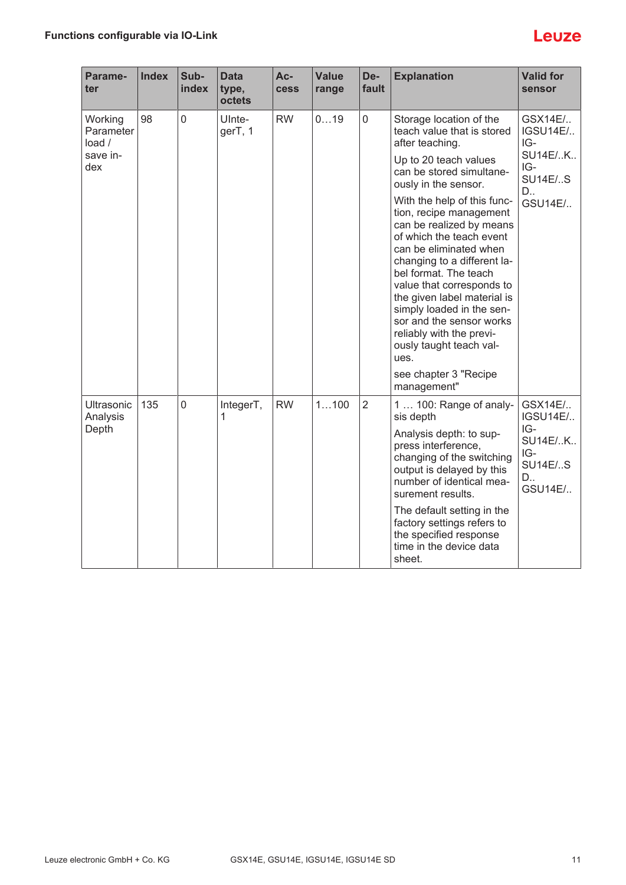| Parameter | Index | Subindex | Data type, octets | Access | Value range | Default | Explanation | Valid for sensor |
|---|---|---|---|---|---|---|---|---|
| Working Parameter load / save index | 98 | 0 | UInteger, 1 | RW | 0…19 | 0 | Storage location of the teach value that is stored after teaching.<br><br>Up to 20 teach values can be stored simultaneously in the sensor.<br><br>With the help of this function, recipe management can be realized by means of which the teach event can be eliminated when changing to a different label format. The teach value that corresponds to the given label material is simply loaded in the sensor and the sensor works reliably with the previously taught teach values.<br><br>see chapter 3 "Recipe management" | GSX14E/..<br>IGSU14E/..<br>IGSU14E/..K..<br>IGSU14E/..SD..<br>GSU14E/.. |
| Ultrasonic Analysis Depth | 135 | 0 | IntegerT, 1 | RW | 1…100 | 2 | 1 … 100: Range of analysis depth<br><br>Analysis depth: to suppress interference, changing of the switching output is delayed by this number of identical measurement results.<br><br>The default setting in the factory settings refers to the specified response time in the device data sheet. | GSX14E/..<br>IGSU14E/..<br>IGSU14E/..K..<br>IGSU14E/..SD..<br>GSU14E/.. |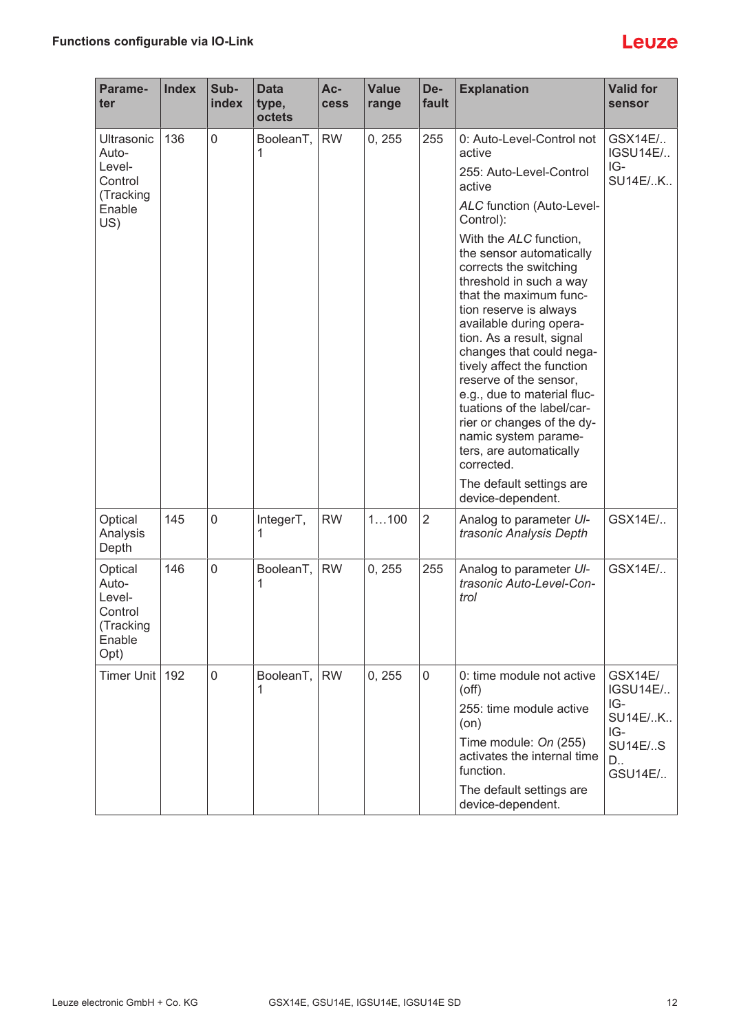| Parameter | Index | Subindex | Data type, octets | Access | Value range | Default | Explanation | Valid for sensor |
|---|---|---|---|---|---|---|---|---|
| Ultrasonic Auto-Level-Control (Tracking Enable US) | 136 | 0 | BooleanT, 1 | RW | 0, 255 | 255 | 0: Auto-Level-Control not active<br>255: Auto-Level-Control active<br>*ALC* function (Auto-Level-Control):<br>With the *ALC* function, the sensor automatically corrects the switching threshold in such a way that the maximum function reserve is always available during operation. As a result, signal changes that could negatively affect the function reserve of the sensor, e.g., due to material fluctuations of the label/carrier or changes of the dynamic system parameters, are automatically corrected.<br>The default settings are device-dependent. | GSX14E/..<br>IGSU14E/..<br>IG-SU14E/..K.. |
| Optical Analysis Depth | 145 | 0 | IntegerT, 1 | RW | 1…100 | 2 | Analog to parameter *Ultrasonic Analysis Depth* | GSX14E/.. |
| Optical Auto-Level-Control (Tracking Enable Opt) | 146 | 0 | BooleanT, 1 | RW | 0, 255 | 255 | Analog to parameter *Ultrasonic Auto-Level-Control* | GSX14E/.. |
| Timer Unit | 192 | 0 | BooleanT, 1 | RW | 0, 255 | 0 | 0: time module not active (off)<br>255: time module active (on)<br>Time module: *On* (255) activates the internal time function.<br>The default settings are device-dependent. | GSX14E/<br>IGSU14E/..<br>IG-SU14E/..K..<br>IG-SU14E/..SD..<br>GSU14E/.. |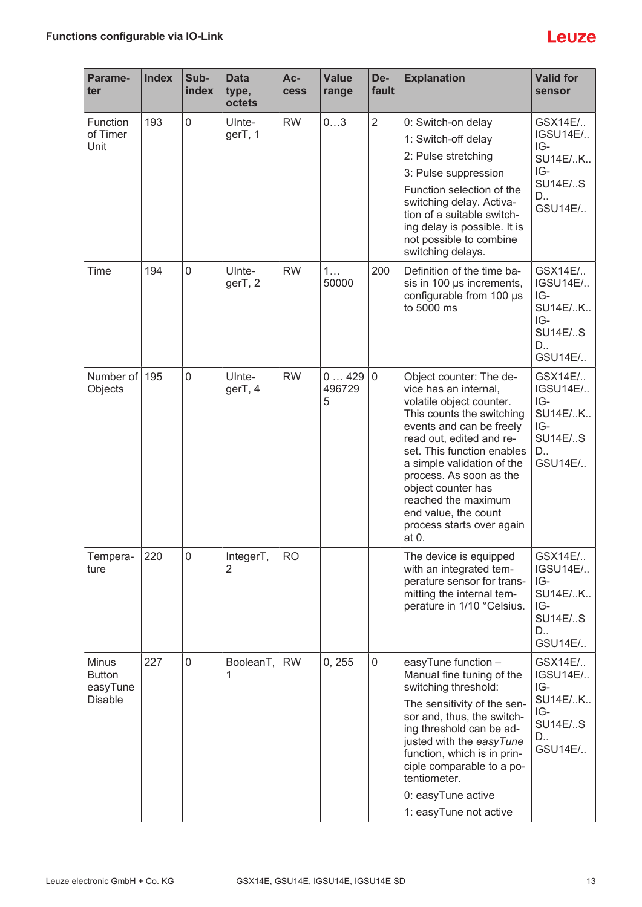| Parameter | Index | Subindex | Data type, octets | Access | Value range | Default | Explanation | Valid for sensor |
|---|---|---|---|---|---|---|---|---|
| Function of Timer Unit | 193 | 0 | UInteger T, 1 | RW | 0…3 | 2 | 0: Switch-on delay<br>1: Switch-off delay<br>2: Pulse stretching<br>3: Pulse suppression<br>Function selection of the switching delay. Activation of a suitable switching delay is possible. It is not possible to combine switching delays. | GSX14E/..<br>IGSU14E/..<br>IGSU14E/..K..<br>IGSU14E/..SD..<br>GSU14E/.. |
| Time | 194 | 0 | UInteger T, 2 | RW | 1… 50000 | 200 | Definition of the time basis in 100 µs increments, configurable from 100 µs to 5000 ms | GSX14E/..<br>IGSU14E/..<br>IGSU14E/..K..<br>IGSU14E/..SD..<br>GSU14E/.. |
| Number of Objects | 195 | 0 | UInteger T, 4 | RW | 0 … 4294967295 | 0 | Object counter: The device has an internal, volatile object counter. This counts the switching events and can be freely read out, edited and reset. This function enables a simple validation of the process. As soon as the object counter has reached the maximum end value, the count process starts over again at 0. | GSX14E/..<br>IGSU14E/..<br>IGSU14E/..K..<br>IGSU14E/..SD..<br>GSU14E/.. |
| Temperature | 220 | 0 | IntegerT, 2 | RO | | | The device is equipped with an integrated temperature sensor for transmitting the internal temperature in 1/10 °Celsius. | GSX14E/..<br>IGSU14E/..<br>IGSU14E/..K..<br>IGSU14E/..SD..<br>GSU14E/.. |
| Minus Button easyTune Disable | 227 | 0 | BooleanT, 1 | RW | 0, 255 | 0 | easyTune function – Manual fine tuning of the switching threshold:<br>The sensitivity of the sensor and, thus, the switching threshold can be adjusted with the *easyTune* function, which is in principle comparable to a potentiometer.<br>0: easyTune active<br>1: easyTune not active | GSX14E/..<br>IGSU14E/..<br>IGSU14E/..K..<br>IGSU14E/..SD..<br>GSU14E/.. |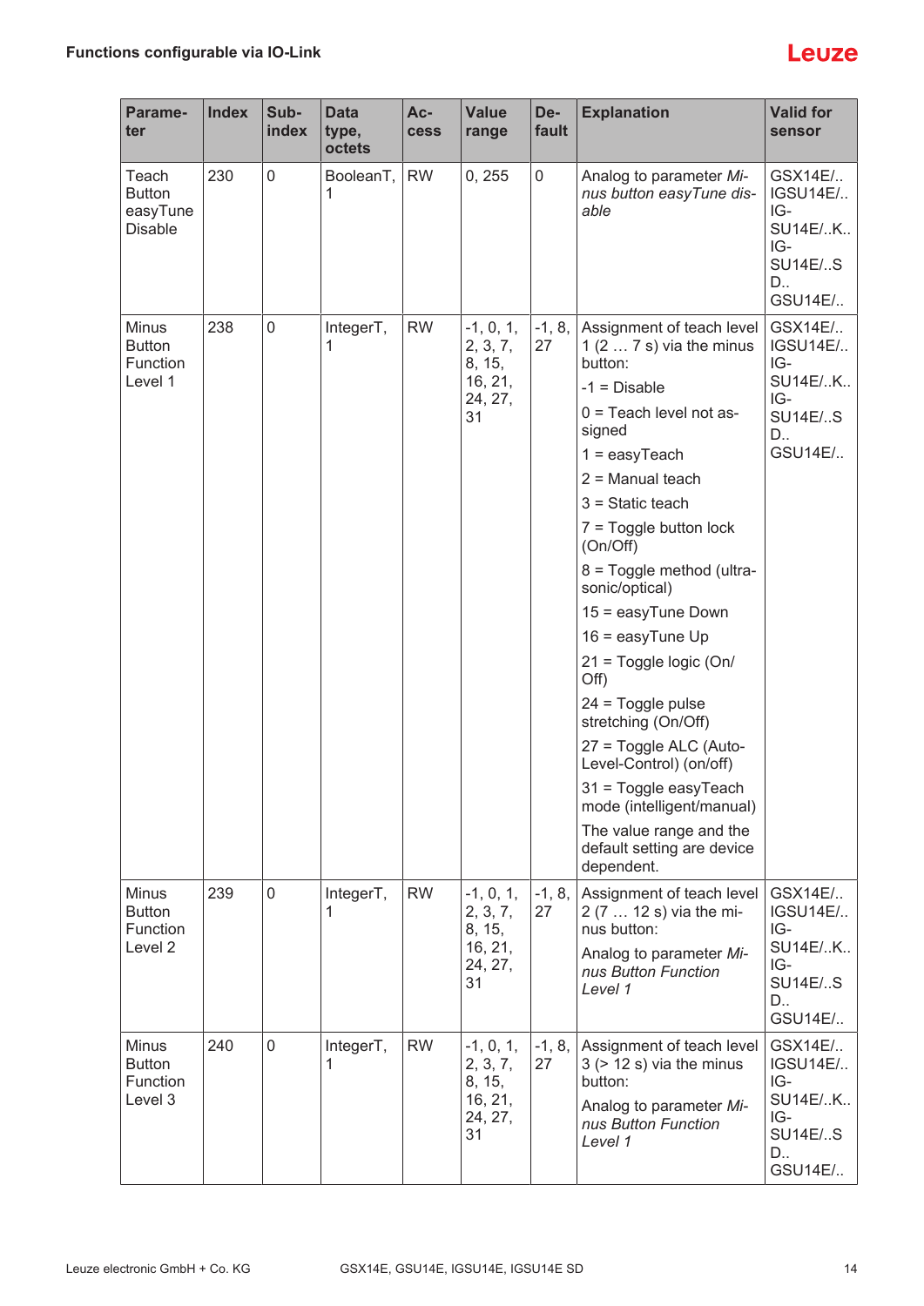| Parameter | Index | Subindex | Data type, octets | Access | Value range | Default | Explanation | Valid for sensor |
|---|---|---|---|---|---|---|---|---|
| Teach Button easyTune Disable | 230 | 0 | BooleanT, 1 | RW | 0, 255 | 0 | Analog to parameter *Minus button easyTune disable* | GSX14E/.. IGSU14E/.. IGSU14E/..K.. IGSU14E/..SD.. GSU14E/.. |
| Minus Button Function Level 1 | 238 | 0 | IntegerT, 1 | RW | -1, 0, 1, 2, 3, 7, 8, 15, 16, 21, 24, 27, 31 | -1, 8, 27 | Assignment of teach level 1 (2 … 7 s) via the minus button:<br>-1 = Disable<br>0 = Teach level not assigned<br>1 = easyTeach<br>2 = Manual teach<br>3 = Static teach<br>7 = Toggle button lock (On/Off)<br>8 = Toggle method (ultrasonic/optical)<br>15 = easyTune Down<br>16 = easyTune Up<br>21 = Toggle logic (On/Off)<br>24 = Toggle pulse stretching (On/Off)<br>27 = Toggle ALC (Auto-Level-Control) (on/off)<br>31 = Toggle easyTeach mode (intelligent/manual)<br>The value range and the default setting are device dependent. | GSX14E/.. IGSU14E/.. IGSU14E/..K.. IGSU14E/..SD.. GSU14E/.. |
| Minus Button Function Level 2 | 239 | 0 | IntegerT, 1 | RW | -1, 0, 1, 2, 3, 7, 8, 15, 16, 21, 24, 27, 31 | -1, 8, 27 | Assignment of teach level 2 (7 … 12 s) via the minus button:<br>Analog to parameter *Minus Button Function Level 1* | GSX14E/.. IGSU14E/.. IGSU14E/..K.. IGSU14E/..SD.. GSU14E/.. |
| Minus Button Function Level 3 | 240 | 0 | IntegerT, 1 | RW | -1, 0, 1, 2, 3, 7, 8, 15, 16, 21, 24, 27, 31 | -1, 8, 27 | Assignment of teach level 3 (> 12 s) via the minus button:<br>Analog to parameter *Minus Button Function Level 1* | GSX14E/.. IGSU14E/.. IGSU14E/..K.. IGSU14E/..SD.. GSU14E/.. |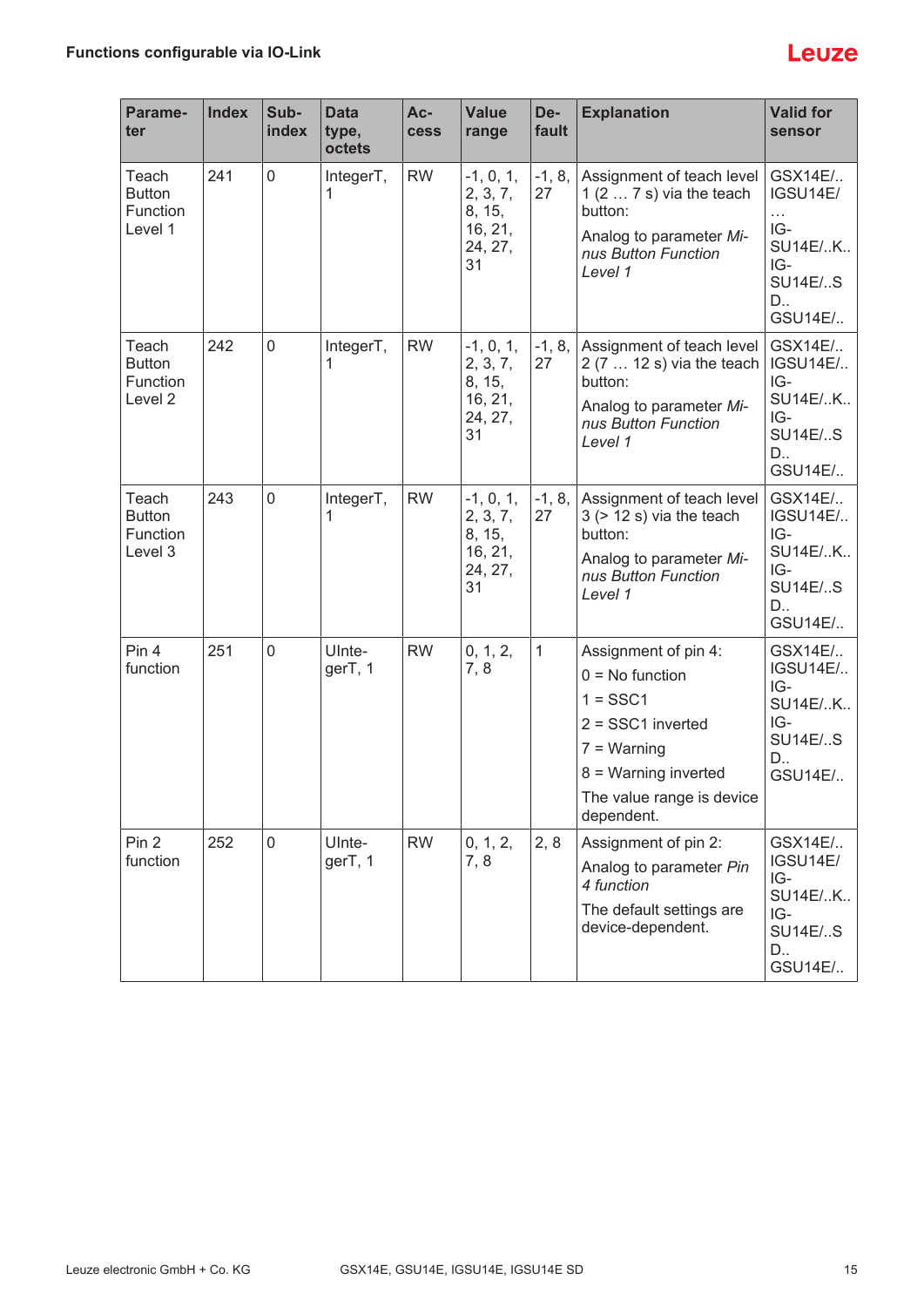| Parameter | Index | Subindex | Data type, octets | Access | Value range | Default | Explanation | Valid for sensor |
|---|---|---|---|---|---|---|---|---|
| Teach Button Function Level 1 | 241 | 0 | IntegerT, 1 | RW | -1, 0, 1, 2, 3, 7, 8, 15, 16, 21, 24, 27, 31 | -1, 8, 27 | Assignment of teach level 1 (2 … 7 s) via the teach button:<br>Analog to parameter *Minus Button Function Level 1* | GSX14E/.. IGSU14E/ … IG-SU14E/..K.. IG-SU14E/..SD.. GSU14E/.. |
| Teach Button Function Level 2 | 242 | 0 | IntegerT, 1 | RW | -1, 0, 1, 2, 3, 7, 8, 15, 16, 21, 24, 27, 31 | -1, 8, 27 | Assignment of teach level 2 (7 … 12 s) via the teach button:<br>Analog to parameter *Minus Button Function Level 1* | GSX14E/.. IGSU14E/.. IG-SU14E/..K.. IG-SU14E/..SD.. GSU14E/.. |
| Teach Button Function Level 3 | 243 | 0 | IntegerT, 1 | RW | -1, 0, 1, 2, 3, 7, 8, 15, 16, 21, 24, 27, 31 | -1, 8, 27 | Assignment of teach level 3 (> 12 s) via the teach button:<br>Analog to parameter *Minus Button Function Level 1* | GSX14E/.. IGSU14E/.. IG-SU14E/..K.. IG-SU14E/..SD.. GSU14E/.. |
| Pin 4 function | 251 | 0 | UIntegerT, 1 | RW | 0, 1, 2, 7, 8 | 1 | Assignment of pin 4:<br>0 = No function<br>1 = SSC1<br>2 = SSC1 inverted<br>7 = Warning<br>8 = Warning inverted<br>The value range is device dependent. | GSX14E/.. IGSU14E/.. IG-SU14E/..K.. IG-SU14E/..SD.. GSU14E/.. |
| Pin 2 function | 252 | 0 | UIntegerT, 1 | RW | 0, 1, 2, 7, 8 | 2, 8 | Assignment of pin 2:<br>Analog to parameter *Pin 4 function*<br>The default settings are device-dependent. | GSX14E/.. IGSU14E/ IG-SU14E/..K.. IG-SU14E/..SD.. GSU14E/.. |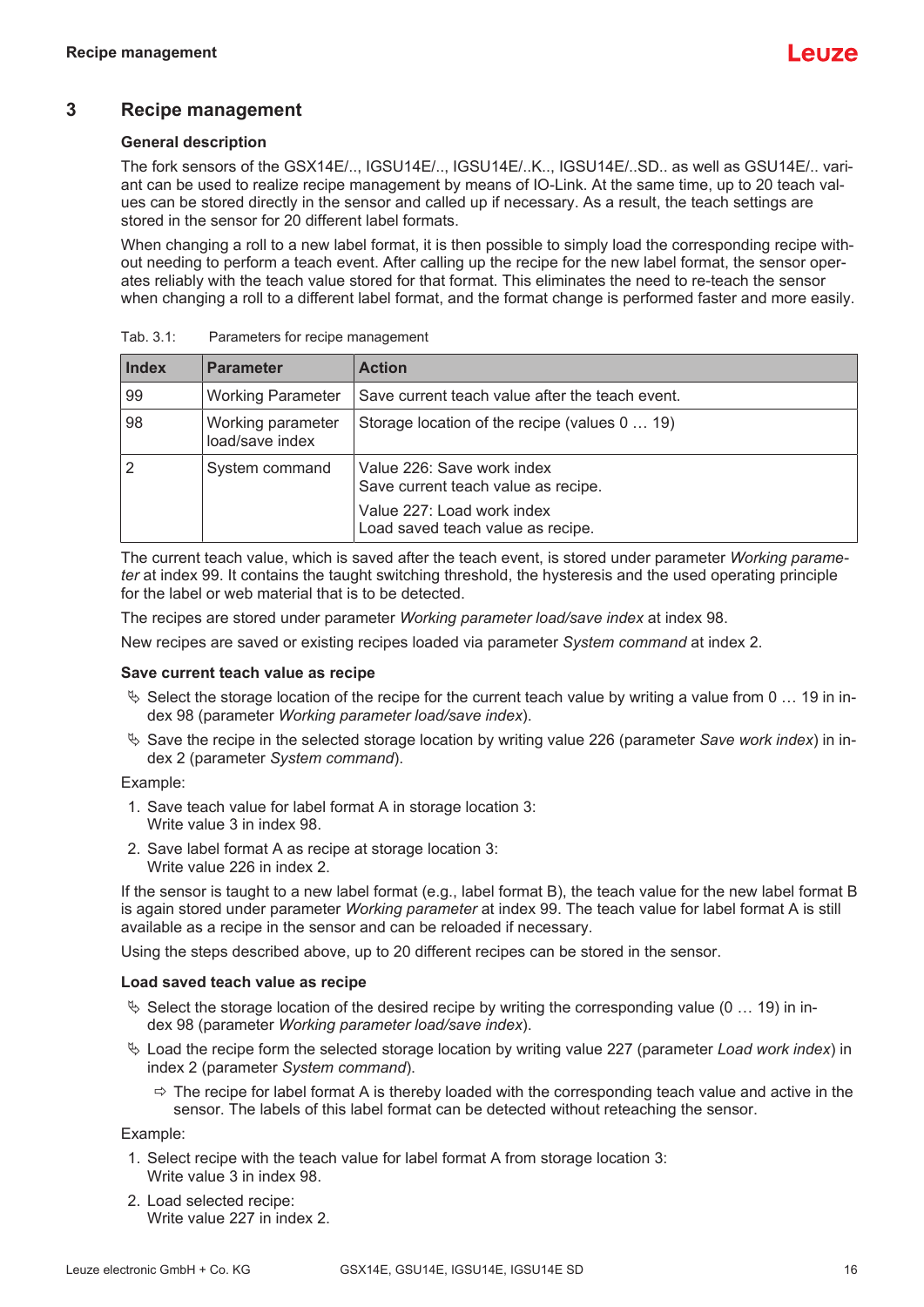# 3 Recipe management

### General description

The fork sensors of the GSX14E/.., IGSU14E/.., IGSU14E/..K.., IGSU14E/..SD.. as well as GSU14E/.. variant can be used to realize recipe management by means of IO-Link. At the same time, up to 20 teach values can be stored directly in the sensor and called up if necessary. As a result, the teach settings are stored in the sensor for 20 different label formats.

When changing a roll to a new label format, it is then possible to simply load the corresponding recipe without needing to perform a teach event. After calling up the recipe for the new label format, the sensor operates reliably with the teach value stored for that format. This eliminates the need to re-teach the sensor when changing a roll to a different label format, and the format change is performed faster and more easily.

Tab. 3.1: Parameters for recipe management

| Index | Parameter | Action |
|---|---|---|
| 99 | Working Parameter | Save current teach value after the teach event. |
| 98 | Working parameter load/save index | Storage location of the recipe (values 0 … 19) |
| 2 | System command | Value 226: Save work index<br>Save current teach value as recipe.<br><br>Value 227: Load work index<br>Load saved teach value as recipe. |

The current teach value, which is saved after the teach event, is stored under parameter *Working parameter* at index 99. It contains the taught switching threshold, the hysteresis and the used operating principle for the label or web material that is to be detected.

The recipes are stored under parameter *Working parameter load/save index* at index 98.

New recipes are saved or existing recipes loaded via parameter *System command* at index 2.

### Save current teach value as recipe

- ↳ Select the storage location of the recipe for the current teach value by writing a value from 0 … 19 in index 98 (parameter *Working parameter load/save index*).
- ↳ Save the recipe in the selected storage location by writing value 226 (parameter *Save work index*) in index 2 (parameter *System command*).

Example:

1. Save teach value for label format A in storage location 3:
   Write value 3 in index 98.
2. Save label format A as recipe at storage location 3:
   Write value 226 in index 2.

If the sensor is taught to a new label format (e.g., label format B), the teach value for the new label format B is again stored under parameter *Working parameter* at index 99. The teach value for label format A is still available as a recipe in the sensor and can be reloaded if necessary.

Using the steps described above, up to 20 different recipes can be stored in the sensor.

### Load saved teach value as recipe

- ↳ Select the storage location of the desired recipe by writing the corresponding value (0 … 19) in index 98 (parameter *Working parameter load/save index*).
- ↳ Load the recipe form the selected storage location by writing value 227 (parameter *Load work index*) in index 2 (parameter *System command*).
  - ⇨ The recipe for label format A is thereby loaded with the corresponding teach value and active in the sensor. The labels of this label format can be detected without reteaching the sensor.

Example:

1. Select recipe with the teach value for label format A from storage location 3:
   Write value 3 in index 98.
2. Load selected recipe:
   Write value 227 in index 2.